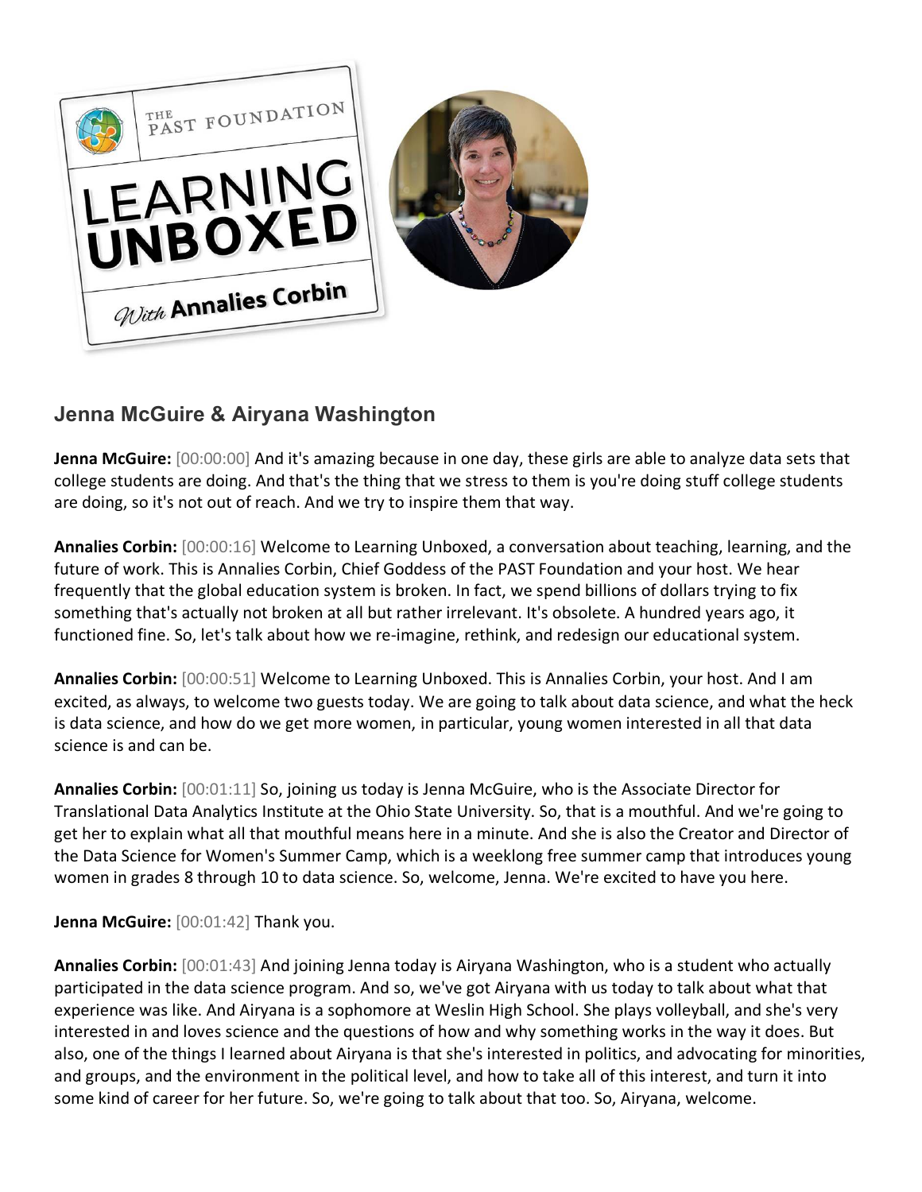## Jenna McGuire & Airyana Washington

**Jenna McGuire:** [00:00:00] And it's amazing because in one day, these girls are able to analyze data sets that college students are doing. And that's the thing that we stress to them is you're doing stuff college students are doing, so it's not out of reach. And we try to inspire them that way.

**Annalies Corbin:** [00:00:16] Welcome to Learning Unboxed, a conversation about teaching, learning, and the future of work. This is Annalies Corbin, Chief Goddess of the PAST Foundation and your host. We hear frequently that the global education system is broken. In fact, we spend billions of dollars trying to fix something that's actually not broken at all but rather irrelevant. It's obsolete. A hundred years ago, it functioned fine. So, let's talk about how we re-imagine, rethink, and redesign our educational system.

**Annalies Corbin:** [00:00:51] Welcome to Learning Unboxed. This is Annalies Corbin, your host. And I am excited, as always, to welcome two guests today. We are going to talk about data science, and what the heck is data science, and how do we get more women, in particular, young women interested in all that data science is and can be.

**Annalies Corbin:** [00:01:11] So, joining us today is Jenna McGuire, who is the Associate Director for Translational Data Analytics Institute at the Ohio State University. So, that is a mouthful. And we're going to get her to explain what all that mouthful means here in a minute. And she is also the Creator and Director of the Data Science for Women's Summer Camp, which is a weeklong free summer camp that introduces young women in grades 8 through 10 to data science. So, welcome, Jenna. We're excited to have you here.

**Jenna McGuire:** [00:01:42] Thank you.

**Annalies Corbin:** [00:01:43] And joining Jenna today is Airyana Washington, who is a student who actually participated in the data science program. And so, we've got Airyana with us today to talk about what that experience was like. And Airyana is a sophomore at Weslin High School. She plays volleyball, and she's very interested in and loves science and the questions of how and why something works in the way it does. But also, one of the things I learned about Airyana is that she's interested in politics, and advocating for minorities, and groups, and the environment in the political level, and how to take all of this interest, and turn it into some kind of career for her future. So, we're going to talk about that too. So, Airyana, welcome.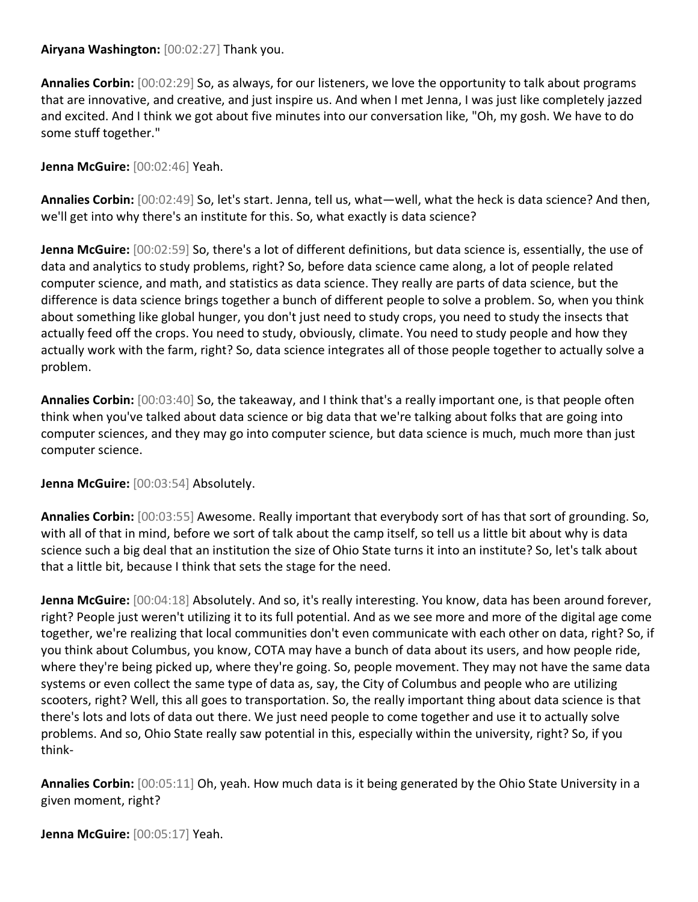**Airyana Washington:** [00:02:27] Thank you.

**Annalies Corbin:** [00:02:29] So, as always, for our listeners, we love the opportunity to talk about programs that are innovative, and creative, and just inspire us. And when I met Jenna, I was just like completely jazzed and excited. And I think we got about five minutes into our conversation like, "Oh, my gosh. We have to do some stuff together."

**Jenna McGuire:** [00:02:46] Yeah.

**Annalies Corbin:** [00:02:49] So, let's start. Jenna, tell us, what—well, what the heck is data science? And then, we'll get into why there's an institute for this. So, what exactly is data science?

**Jenna McGuire:** [00:02:59] So, there's a lot of different definitions, but data science is, essentially, the use of data and analytics to study problems, right? So, before data science came along, a lot of people related computer science, and math, and statistics as data science. They really are parts of data science, but the difference is data science brings together a bunch of different people to solve a problem. So, when you think about something like global hunger, you don't just need to study crops, you need to study the insects that actually feed off the crops. You need to study, obviously, climate. You need to study people and how they actually work with the farm, right? So, data science integrates all of those people together to actually solve a problem.

**Annalies Corbin:** [00:03:40] So, the takeaway, and I think that's a really important one, is that people often think when you've talked about data science or big data that we're talking about folks that are going into computer sciences, and they may go into computer science, but data science is much, much more than just computer science.

**Jenna McGuire:** [00:03:54] Absolutely.

**Annalies Corbin:** [00:03:55] Awesome. Really important that everybody sort of has that sort of grounding. So, with all of that in mind, before we sort of talk about the camp itself, so tell us a little bit about why is data science such a big deal that an institution the size of Ohio State turns it into an institute? So, let's talk about that a little bit, because I think that sets the stage for the need.

**Jenna McGuire:** [00:04:18] Absolutely. And so, it's really interesting. You know, data has been around forever, right? People just weren't utilizing it to its full potential. And as we see more and more of the digital age come together, we're realizing that local communities don't even communicate with each other on data, right? So, if you think about Columbus, you know, COTA may have a bunch of data about its users, and how people ride, where they're being picked up, where they're going. So, people movement. They may not have the same data systems or even collect the same type of data as, say, the City of Columbus and people who are utilizing scooters, right? Well, this all goes to transportation. So, the really important thing about data science is that there's lots and lots of data out there. We just need people to come together and use it to actually solve problems. And so, Ohio State really saw potential in this, especially within the university, right? So, if you think-

**Annalies Corbin:** [00:05:11] Oh, yeah. How much data is it being generated by the Ohio State University in a given moment, right?

**Jenna McGuire:** [00:05:17] Yeah.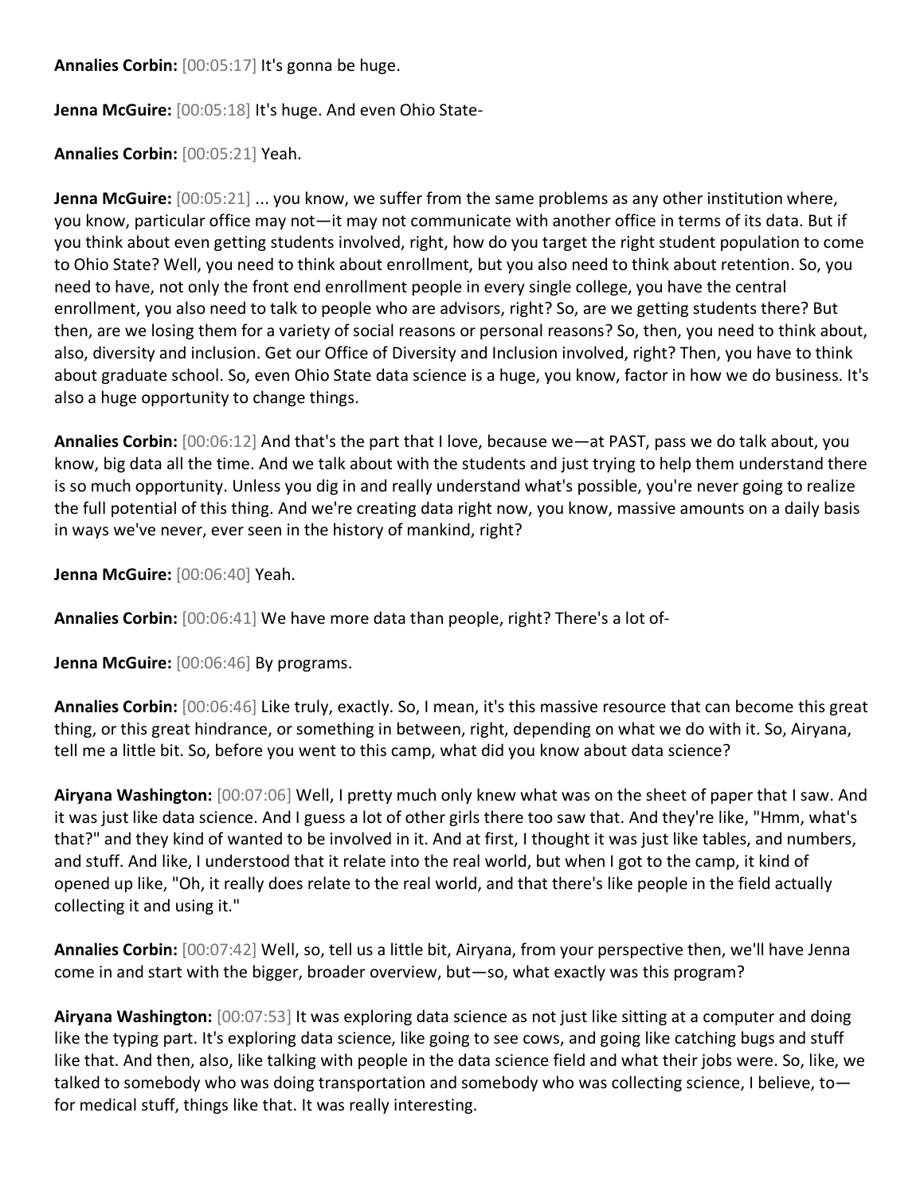**Annalies Corbin:** [00:05:17] It's gonna be huge.

**Jenna McGuire:** [00:05:18] It's huge. And even Ohio State-

**Annalies Corbin:** [00:05:21] Yeah.

**Jenna McGuire:** [00:05:21] ... you know, we suffer from the same problems as any other institution where, you know, particular office may not—it may not communicate with another office in terms of its data. But if you think about even getting students involved, right, how do you target the right student population to come to Ohio State? Well, you need to think about enrollment, but you also need to think about retention. So, you need to have, not only the front end enrollment people in every single college, you have the central enrollment, you also need to talk to people who are advisors, right? So, are we getting students there? But then, are we losing them for a variety of social reasons or personal reasons? So, then, you need to think about, also, diversity and inclusion. Get our Office of Diversity and Inclusion involved, right? Then, you have to think about graduate school. So, even Ohio State data science is a huge, you know, factor in how we do business. It's also a huge opportunity to change things.

**Annalies Corbin:** [00:06:12] And that's the part that I love, because we—at PAST, pass we do talk about, you know, big data all the time. And we talk about with the students and just trying to help them understand there is so much opportunity. Unless you dig in and really understand what's possible, you're never going to realize the full potential of this thing. And we're creating data right now, you know, massive amounts on a daily basis in ways we've never, ever seen in the history of mankind, right?

**Jenna McGuire:** [00:06:40] Yeah.

**Annalies Corbin:** [00:06:41] We have more data than people, right? There's a lot of-

**Jenna McGuire:** [00:06:46] By programs.

**Annalies Corbin:** [00:06:46] Like truly, exactly. So, I mean, it's this massive resource that can become this great thing, or this great hindrance, or something in between, right, depending on what we do with it. So, Airyana, tell me a little bit. So, before you went to this camp, what did you know about data science?

**Airyana Washington:** [00:07:06] Well, I pretty much only knew what was on the sheet of paper that I saw. And it was just like data science. And I guess a lot of other girls there too saw that. And they're like, "Hmm, what's that?" and they kind of wanted to be involved in it. And at first, I thought it was just like tables, and numbers, and stuff. And like, I understood that it relate into the real world, but when I got to the camp, it kind of opened up like, "Oh, it really does relate to the real world, and that there's like people in the field actually collecting it and using it."

**Annalies Corbin:** [00:07:42] Well, so, tell us a little bit, Airyana, from your perspective then, we'll have Jenna come in and start with the bigger, broader overview, but—so, what exactly was this program?

**Airyana Washington:** [00:07:53] It was exploring data science as not just like sitting at a computer and doing like the typing part. It's exploring data science, like going to see cows, and going like catching bugs and stuff like that. And then, also, like talking with people in the data science field and what their jobs were. So, like, we talked to somebody who was doing transportation and somebody who was collecting science, I believe, to—for medical stuff, things like that. It was really interesting.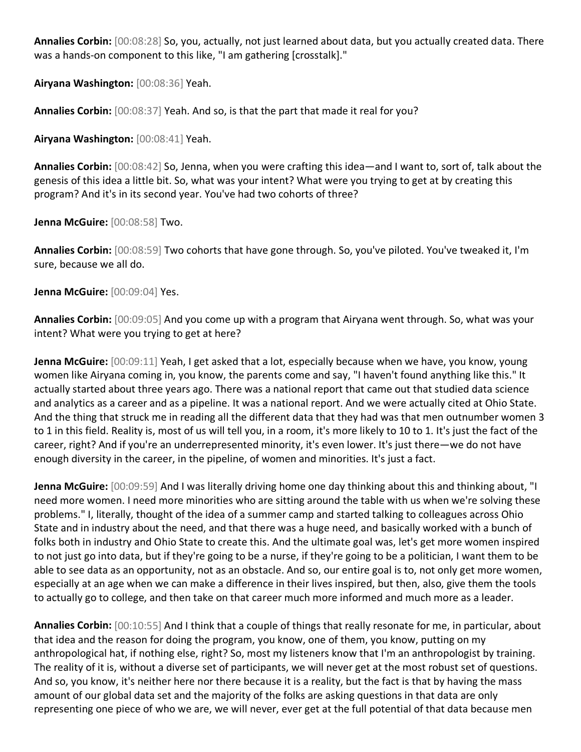**Annalies Corbin:** [00:08:28] So, you, actually, not just learned about data, but you actually created data. There was a hands-on component to this like, "I am gathering [crosstalk]."

**Airyana Washington:** [00:08:36] Yeah.

**Annalies Corbin:** [00:08:37] Yeah. And so, is that the part that made it real for you?

**Airyana Washington:** [00:08:41] Yeah.

**Annalies Corbin:** [00:08:42] So, Jenna, when you were crafting this idea—and I want to, sort of, talk about the genesis of this idea a little bit. So, what was your intent? What were you trying to get at by creating this program? And it's in its second year. You've had two cohorts of three?

**Jenna McGuire:** [00:08:58] Two.

**Annalies Corbin:** [00:08:59] Two cohorts that have gone through. So, you've piloted. You've tweaked it, I'm sure, because we all do.

**Jenna McGuire:** [00:09:04] Yes.

**Annalies Corbin:** [00:09:05] And you come up with a program that Airyana went through. So, what was your intent? What were you trying to get at here?

**Jenna McGuire:** [00:09:11] Yeah, I get asked that a lot, especially because when we have, you know, young women like Airyana coming in, you know, the parents come and say, "I haven't found anything like this." It actually started about three years ago. There was a national report that came out that studied data science and analytics as a career and as a pipeline. It was a national report. And we were actually cited at Ohio State. And the thing that struck me in reading all the different data that they had was that men outnumber women 3 to 1 in this field. Reality is, most of us will tell you, in a room, it's more likely to 10 to 1. It's just the fact of the career, right? And if you're an underrepresented minority, it's even lower. It's just there—we do not have enough diversity in the career, in the pipeline, of women and minorities. It's just a fact.

**Jenna McGuire:** [00:09:59] And I was literally driving home one day thinking about this and thinking about, "I need more women. I need more minorities who are sitting around the table with us when we're solving these problems." I, literally, thought of the idea of a summer camp and started talking to colleagues across Ohio State and in industry about the need, and that there was a huge need, and basically worked with a bunch of folks both in industry and Ohio State to create this. And the ultimate goal was, let's get more women inspired to not just go into data, but if they're going to be a nurse, if they're going to be a politician, I want them to be able to see data as an opportunity, not as an obstacle. And so, our entire goal is to, not only get more women, especially at an age when we can make a difference in their lives inspired, but then, also, give them the tools to actually go to college, and then take on that career much more informed and much more as a leader.

**Annalies Corbin:** [00:10:55] And I think that a couple of things that really resonate for me, in particular, about that idea and the reason for doing the program, you know, one of them, you know, putting on my anthropological hat, if nothing else, right? So, most my listeners know that I'm an anthropologist by training. The reality of it is, without a diverse set of participants, we will never get at the most robust set of questions. And so, you know, it's neither here nor there because it is a reality, but the fact is that by having the mass amount of our global data set and the majority of the folks are asking questions in that data are only representing one piece of who we are, we will never, ever get at the full potential of that data because men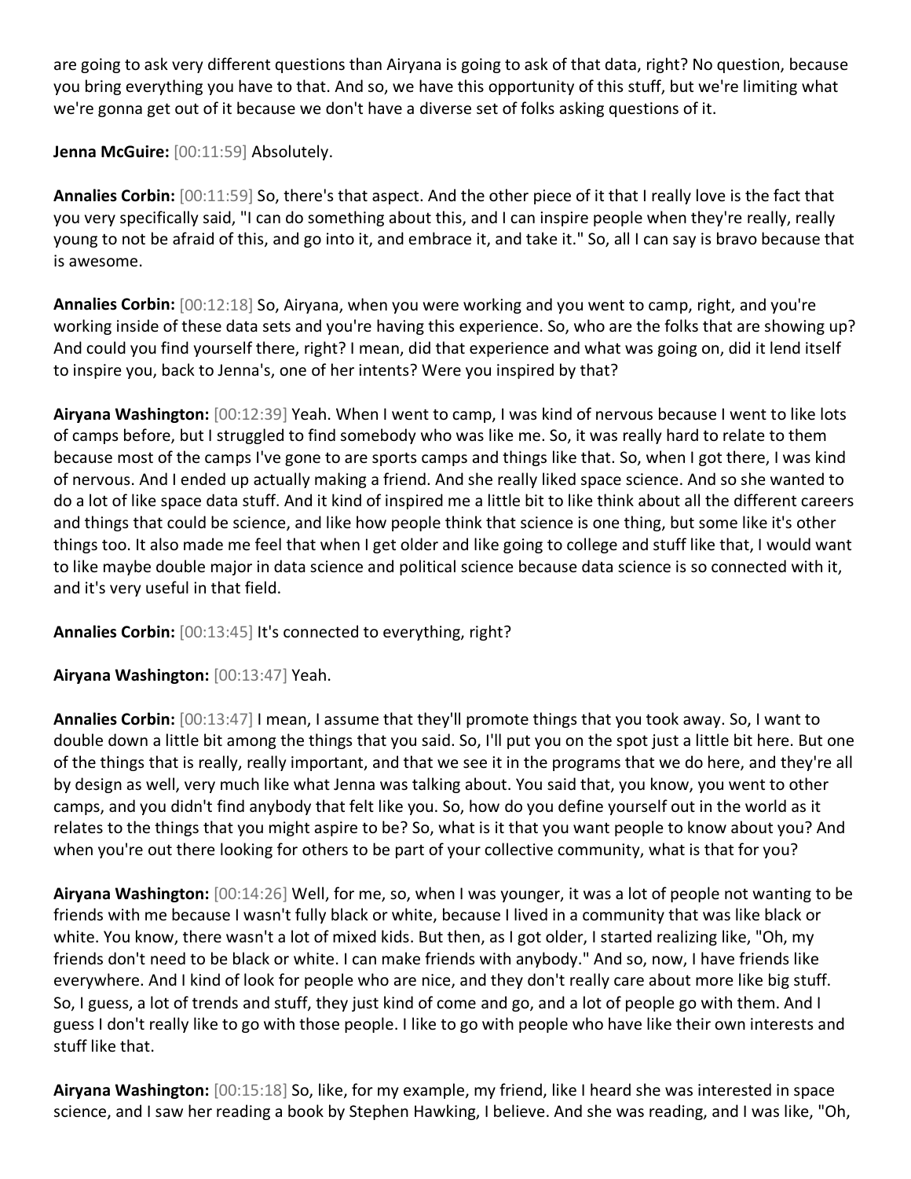are going to ask very different questions than Airyana is going to ask of that data, right? No question, because you bring everything you have to that. And so, we have this opportunity of this stuff, but we're limiting what we're gonna get out of it because we don't have a diverse set of folks asking questions of it.

**Jenna McGuire:** [00:11:59] Absolutely.

**Annalies Corbin:** [00:11:59] So, there's that aspect. And the other piece of it that I really love is the fact that you very specifically said, "I can do something about this, and I can inspire people when they're really, really young to not be afraid of this, and go into it, and embrace it, and take it." So, all I can say is bravo because that is awesome.

**Annalies Corbin:** [00:12:18] So, Airyana, when you were working and you went to camp, right, and you're working inside of these data sets and you're having this experience. So, who are the folks that are showing up? And could you find yourself there, right? I mean, did that experience and what was going on, did it lend itself to inspire you, back to Jenna's, one of her intents? Were you inspired by that?

**Airyana Washington:** [00:12:39] Yeah. When I went to camp, I was kind of nervous because I went to like lots of camps before, but I struggled to find somebody who was like me. So, it was really hard to relate to them because most of the camps I've gone to are sports camps and things like that. So, when I got there, I was kind of nervous. And I ended up actually making a friend. And she really liked space science. And so she wanted to do a lot of like space data stuff. And it kind of inspired me a little bit to like think about all the different careers and things that could be science, and like how people think that science is one thing, but some like it's other things too. It also made me feel that when I get older and like going to college and stuff like that, I would want to like maybe double major in data science and political science because data science is so connected with it, and it's very useful in that field.

**Annalies Corbin:** [00:13:45] It's connected to everything, right?

**Airyana Washington:** [00:13:47] Yeah.

**Annalies Corbin:** [00:13:47] I mean, I assume that they'll promote things that you took away. So, I want to double down a little bit among the things that you said. So, I'll put you on the spot just a little bit here. But one of the things that is really, really important, and that we see it in the programs that we do here, and they're all by design as well, very much like what Jenna was talking about. You said that, you know, you went to other camps, and you didn't find anybody that felt like you. So, how do you define yourself out in the world as it relates to the things that you might aspire to be? So, what is it that you want people to know about you? And when you're out there looking for others to be part of your collective community, what is that for you?

**Airyana Washington:** [00:14:26] Well, for me, so, when I was younger, it was a lot of people not wanting to be friends with me because I wasn't fully black or white, because I lived in a community that was like black or white. You know, there wasn't a lot of mixed kids. But then, as I got older, I started realizing like, "Oh, my friends don't need to be black or white. I can make friends with anybody." And so, now, I have friends like everywhere. And I kind of look for people who are nice, and they don't really care about more like big stuff. So, I guess, a lot of trends and stuff, they just kind of come and go, and a lot of people go with them. And I guess I don't really like to go with those people. I like to go with people who have like their own interests and stuff like that.

**Airyana Washington:** [00:15:18] So, like, for my example, my friend, like I heard she was interested in space science, and I saw her reading a book by Stephen Hawking, I believe. And she was reading, and I was like, "Oh,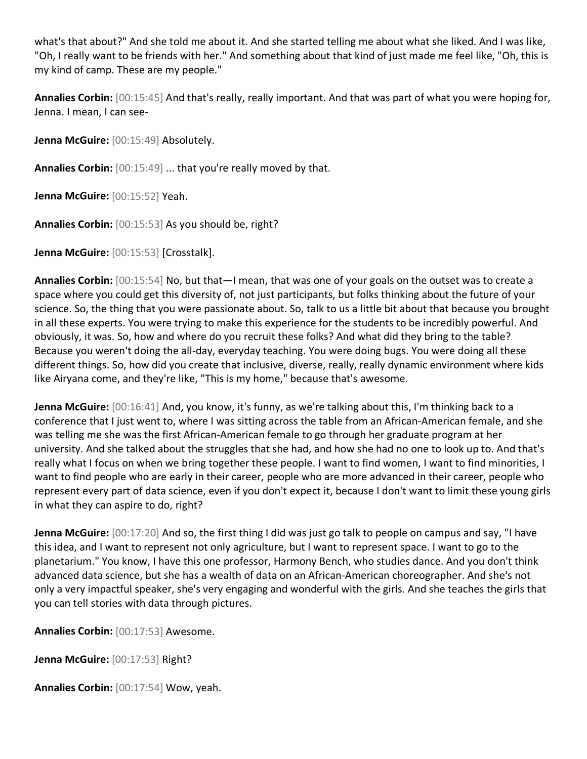what's that about?" And she told me about it. And she started telling me about what she liked. And I was like, "Oh, I really want to be friends with her." And something about that kind of just made me feel like, "Oh, this is my kind of camp. These are my people."

**Annalies Corbin:** [00:15:45] And that's really, really important. And that was part of what you were hoping for, Jenna. I mean, I can see-

**Jenna McGuire:** [00:15:49] Absolutely.

**Annalies Corbin:** [00:15:49] ... that you're really moved by that.

**Jenna McGuire:** [00:15:52] Yeah.

**Annalies Corbin:** [00:15:53] As you should be, right?

**Jenna McGuire:** [00:15:53] [Crosstalk].

**Annalies Corbin:** [00:15:54] No, but that—I mean, that was one of your goals on the outset was to create a space where you could get this diversity of, not just participants, but folks thinking about the future of your science. So, the thing that you were passionate about. So, talk to us a little bit about that because you brought in all these experts. You were trying to make this experience for the students to be incredibly powerful. And obviously, it was. So, how and where do you recruit these folks? And what did they bring to the table? Because you weren't doing the all-day, everyday teaching. You were doing bugs. You were doing all these different things. So, how did you create that inclusive, diverse, really, really dynamic environment where kids like Airyana come, and they're like, "This is my home," because that's awesome.

**Jenna McGuire:** [00:16:41] And, you know, it's funny, as we're talking about this, I'm thinking back to a conference that I just went to, where I was sitting across the table from an African-American female, and she was telling me she was the first African-American female to go through her graduate program at her university. And she talked about the struggles that she had, and how she had no one to look up to. And that's really what I focus on when we bring together these people. I want to find women, I want to find minorities, I want to find people who are early in their career, people who are more advanced in their career, people who represent every part of data science, even if you don't expect it, because I don't want to limit these young girls in what they can aspire to do, right?

**Jenna McGuire:** [00:17:20] And so, the first thing I did was just go talk to people on campus and say, "I have this idea, and I want to represent not only agriculture, but I want to represent space. I want to go to the planetarium." You know, I have this one professor, Harmony Bench, who studies dance. And you don't think advanced data science, but she has a wealth of data on an African-American choreographer. And she's not only a very impactful speaker, she's very engaging and wonderful with the girls. And she teaches the girls that you can tell stories with data through pictures.

**Annalies Corbin:** [00:17:53] Awesome.

**Jenna McGuire:** [00:17:53] Right?

**Annalies Corbin:** [00:17:54] Wow, yeah.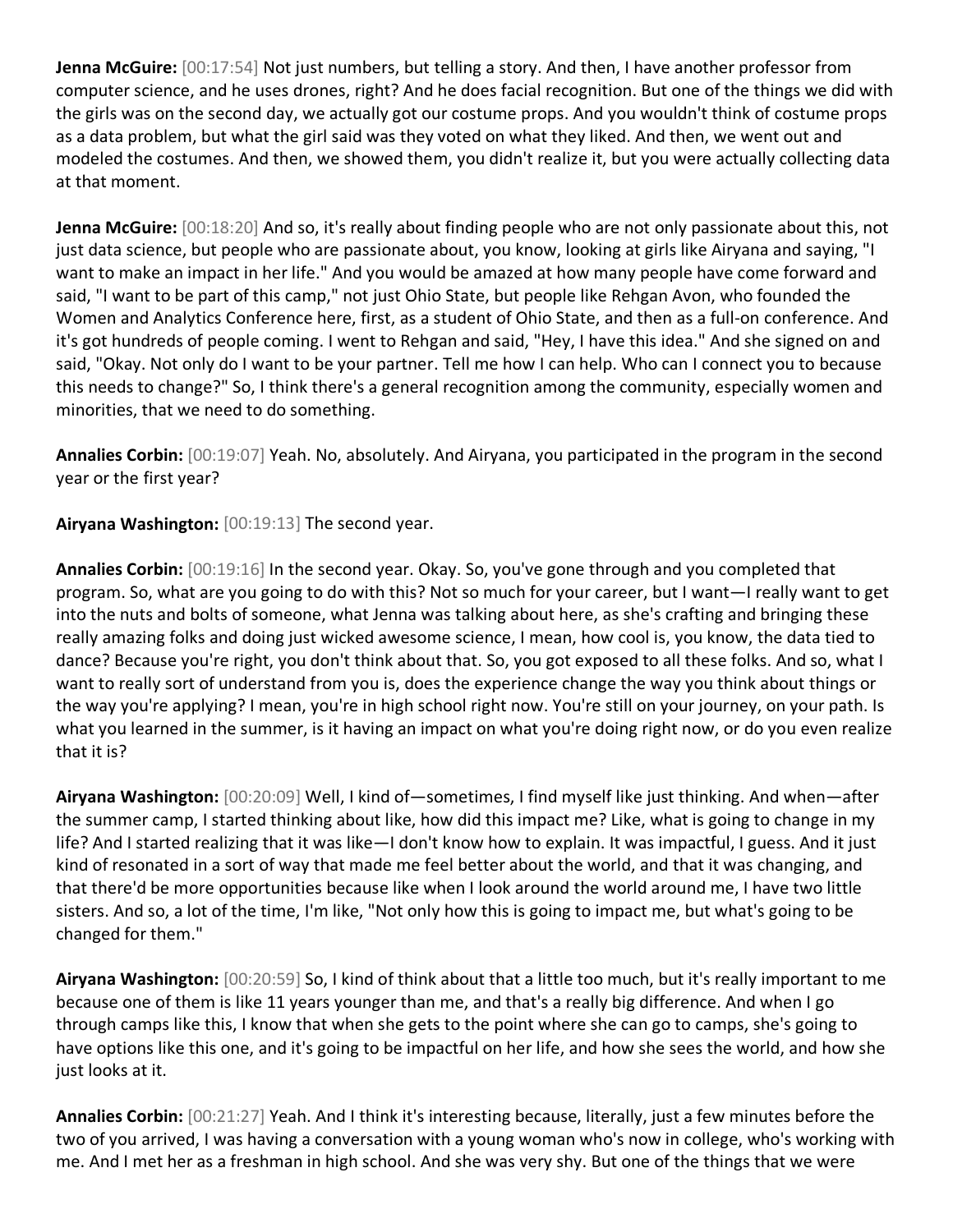**Jenna McGuire:** [00:17:54] Not just numbers, but telling a story. And then, I have another professor from computer science, and he uses drones, right? And he does facial recognition. But one of the things we did with the girls was on the second day, we actually got our costume props. And you wouldn't think of costume props as a data problem, but what the girl said was they voted on what they liked. And then, we went out and modeled the costumes. And then, we showed them, you didn't realize it, but you were actually collecting data at that moment.

**Jenna McGuire:** [00:18:20] And so, it's really about finding people who are not only passionate about this, not just data science, but people who are passionate about, you know, looking at girls like Airyana and saying, "I want to make an impact in her life." And you would be amazed at how many people have come forward and said, "I want to be part of this camp," not just Ohio State, but people like Rehgan Avon, who founded the Women and Analytics Conference here, first, as a student of Ohio State, and then as a full-on conference. And it's got hundreds of people coming. I went to Rehgan and said, "Hey, I have this idea." And she signed on and said, "Okay. Not only do I want to be your partner. Tell me how I can help. Who can I connect you to because this needs to change?" So, I think there's a general recognition among the community, especially women and minorities, that we need to do something.

**Annalies Corbin:** [00:19:07] Yeah. No, absolutely. And Airyana, you participated in the program in the second year or the first year?

**Airyana Washington:** [00:19:13] The second year.

**Annalies Corbin:** [00:19:16] In the second year. Okay. So, you've gone through and you completed that program. So, what are you going to do with this? Not so much for your career, but I want—I really want to get into the nuts and bolts of someone, what Jenna was talking about here, as she's crafting and bringing these really amazing folks and doing just wicked awesome science, I mean, how cool is, you know, the data tied to dance? Because you're right, you don't think about that. So, you got exposed to all these folks. And so, what I want to really sort of understand from you is, does the experience change the way you think about things or the way you're applying? I mean, you're in high school right now. You're still on your journey, on your path. Is what you learned in the summer, is it having an impact on what you're doing right now, or do you even realize that it is?

**Airyana Washington:** [00:20:09] Well, I kind of—sometimes, I find myself like just thinking. And when—after the summer camp, I started thinking about like, how did this impact me? Like, what is going to change in my life? And I started realizing that it was like—I don't know how to explain. It was impactful, I guess. And it just kind of resonated in a sort of way that made me feel better about the world, and that it was changing, and that there'd be more opportunities because like when I look around the world around me, I have two little sisters. And so, a lot of the time, I'm like, "Not only how this is going to impact me, but what's going to be changed for them."

**Airyana Washington:** [00:20:59] So, I kind of think about that a little too much, but it's really important to me because one of them is like 11 years younger than me, and that's a really big difference. And when I go through camps like this, I know that when she gets to the point where she can go to camps, she's going to have options like this one, and it's going to be impactful on her life, and how she sees the world, and how she just looks at it.

**Annalies Corbin:** [00:21:27] Yeah. And I think it's interesting because, literally, just a few minutes before the two of you arrived, I was having a conversation with a young woman who's now in college, who's working with me. And I met her as a freshman in high school. And she was very shy. But one of the things that we were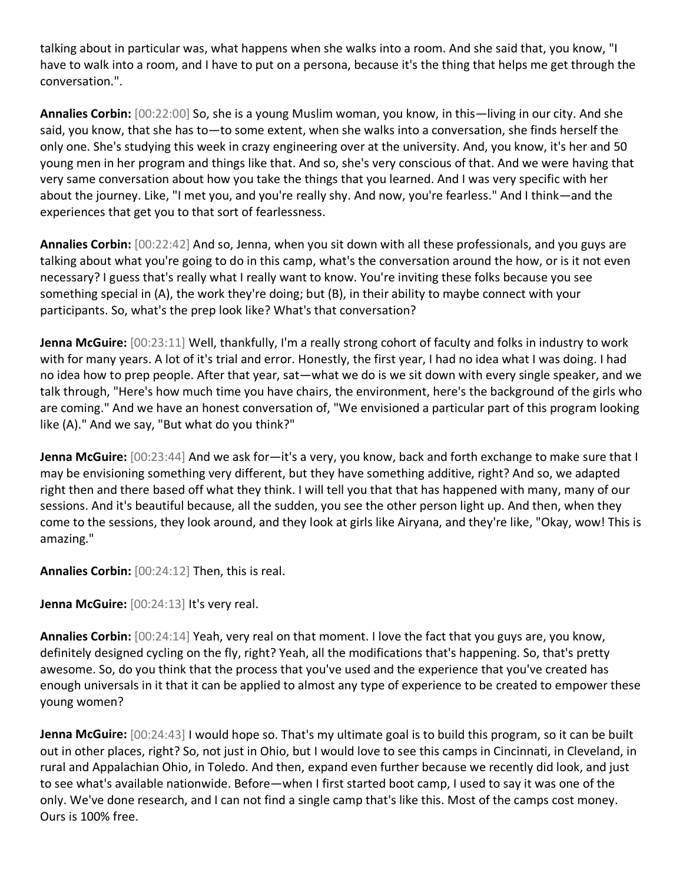talking about in particular was, what happens when she walks into a room. And she said that, you know, "I have to walk into a room, and I have to put on a persona, because it's the thing that helps me get through the conversation.".

**Annalies Corbin:** [00:22:00] So, she is a young Muslim woman, you know, in this—living in our city. And she said, you know, that she has to—to some extent, when she walks into a conversation, she finds herself the only one. She's studying this week in crazy engineering over at the university. And, you know, it's her and 50 young men in her program and things like that. And so, she's very conscious of that. And we were having that very same conversation about how you take the things that you learned. And I was very specific with her about the journey. Like, "I met you, and you're really shy. And now, you're fearless." And I think—and the experiences that get you to that sort of fearlessness.

**Annalies Corbin:** [00:22:42] And so, Jenna, when you sit down with all these professionals, and you guys are talking about what you're going to do in this camp, what's the conversation around the how, or is it not even necessary? I guess that's really what I really want to know. You're inviting these folks because you see something special in (A), the work they're doing; but (B), in their ability to maybe connect with your participants. So, what's the prep look like? What's that conversation?

**Jenna McGuire:** [00:23:11] Well, thankfully, I'm a really strong cohort of faculty and folks in industry to work with for many years. A lot of it's trial and error. Honestly, the first year, I had no idea what I was doing. I had no idea how to prep people. After that year, sat—what we do is we sit down with every single speaker, and we talk through, "Here's how much time you have chairs, the environment, here's the background of the girls who are coming." And we have an honest conversation of, "We envisioned a particular part of this program looking like (A)." And we say, "But what do you think?"

**Jenna McGuire:** [00:23:44] And we ask for—it's a very, you know, back and forth exchange to make sure that I may be envisioning something very different, but they have something additive, right? And so, we adapted right then and there based off what they think. I will tell you that that has happened with many, many of our sessions. And it's beautiful because, all the sudden, you see the other person light up. And then, when they come to the sessions, they look around, and they look at girls like Airyana, and they're like, "Okay, wow! This is amazing."

**Annalies Corbin:** [00:24:12] Then, this is real.

**Jenna McGuire:** [00:24:13] It's very real.

**Annalies Corbin:** [00:24:14] Yeah, very real on that moment. I love the fact that you guys are, you know, definitely designed cycling on the fly, right? Yeah, all the modifications that's happening. So, that's pretty awesome. So, do you think that the process that you've used and the experience that you've created has enough universals in it that it can be applied to almost any type of experience to be created to empower these young women?

**Jenna McGuire:** [00:24:43] I would hope so. That's my ultimate goal is to build this program, so it can be built out in other places, right? So, not just in Ohio, but I would love to see this camps in Cincinnati, in Cleveland, in rural and Appalachian Ohio, in Toledo. And then, expand even further because we recently did look, and just to see what's available nationwide. Before—when I first started boot camp, I used to say it was one of the only. We've done research, and I can not find a single camp that's like this. Most of the camps cost money. Ours is 100% free.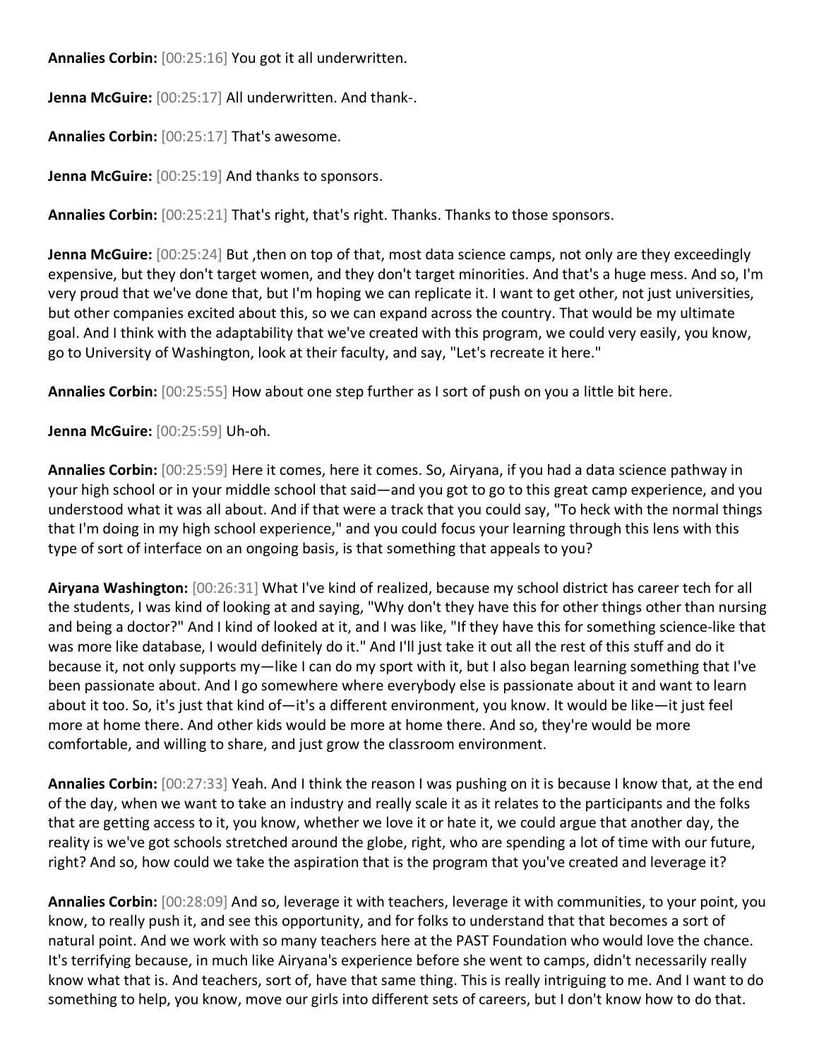**Annalies Corbin:** [00:25:16] You got it all underwritten.

**Jenna McGuire:** [00:25:17] All underwritten. And thank-.

**Annalies Corbin:** [00:25:17] That's awesome.

**Jenna McGuire:** [00:25:19] And thanks to sponsors.

**Annalies Corbin:** [00:25:21] That's right, that's right. Thanks. Thanks to those sponsors.

**Jenna McGuire:** [00:25:24] But ,then on top of that, most data science camps, not only are they exceedingly expensive, but they don't target women, and they don't target minorities. And that's a huge mess. And so, I'm very proud that we've done that, but I'm hoping we can replicate it. I want to get other, not just universities, but other companies excited about this, so we can expand across the country. That would be my ultimate goal. And I think with the adaptability that we've created with this program, we could very easily, you know, go to University of Washington, look at their faculty, and say, "Let's recreate it here."

**Annalies Corbin:** [00:25:55] How about one step further as I sort of push on you a little bit here.

**Jenna McGuire:** [00:25:59] Uh-oh.

**Annalies Corbin:** [00:25:59] Here it comes, here it comes. So, Airyana, if you had a data science pathway in your high school or in your middle school that said—and you got to go to this great camp experience, and you understood what it was all about. And if that were a track that you could say, "To heck with the normal things that I'm doing in my high school experience," and you could focus your learning through this lens with this type of sort of interface on an ongoing basis, is that something that appeals to you?

**Airyana Washington:** [00:26:31] What I've kind of realized, because my school district has career tech for all the students, I was kind of looking at and saying, "Why don't they have this for other things other than nursing and being a doctor?" And I kind of looked at it, and I was like, "If they have this for something science-like that was more like database, I would definitely do it." And I'll just take it out all the rest of this stuff and do it because it, not only supports my—like I can do my sport with it, but I also began learning something that I've been passionate about. And I go somewhere where everybody else is passionate about it and want to learn about it too. So, it's just that kind of—it's a different environment, you know. It would be like—it just feel more at home there. And other kids would be more at home there. And so, they're would be more comfortable, and willing to share, and just grow the classroom environment.

**Annalies Corbin:** [00:27:33] Yeah. And I think the reason I was pushing on it is because I know that, at the end of the day, when we want to take an industry and really scale it as it relates to the participants and the folks that are getting access to it, you know, whether we love it or hate it, we could argue that another day, the reality is we've got schools stretched around the globe, right, who are spending a lot of time with our future, right? And so, how could we take the aspiration that is the program that you've created and leverage it?

**Annalies Corbin:** [00:28:09] And so, leverage it with teachers, leverage it with communities, to your point, you know, to really push it, and see this opportunity, and for folks to understand that that becomes a sort of natural point. And we work with so many teachers here at the PAST Foundation who would love the chance. It's terrifying because, in much like Airyana's experience before she went to camps, didn't necessarily really know what that is. And teachers, sort of, have that same thing. This is really intriguing to me. And I want to do something to help, you know, move our girls into different sets of careers, but I don't know how to do that.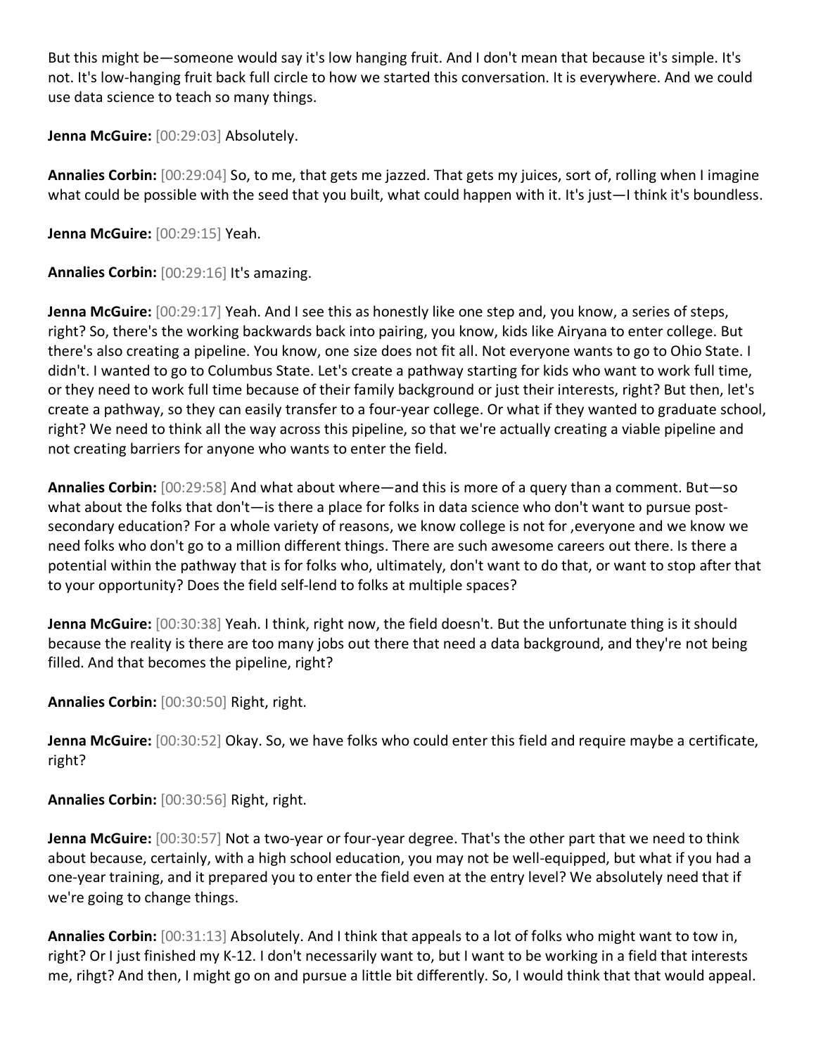But this might be—someone would say it's low hanging fruit. And I don't mean that because it's simple. It's not. It's low-hanging fruit back full circle to how we started this conversation. It is everywhere. And we could use data science to teach so many things.

**Jenna McGuire:** [00:29:03] Absolutely.

**Annalies Corbin:** [00:29:04] So, to me, that gets me jazzed. That gets my juices, sort of, rolling when I imagine what could be possible with the seed that you built, what could happen with it. It's just—I think it's boundless.

**Jenna McGuire:** [00:29:15] Yeah.

**Annalies Corbin:** [00:29:16] It's amazing.

**Jenna McGuire:** [00:29:17] Yeah. And I see this as honestly like one step and, you know, a series of steps, right? So, there's the working backwards back into pairing, you know, kids like Airyana to enter college. But there's also creating a pipeline. You know, one size does not fit all. Not everyone wants to go to Ohio State. I didn't. I wanted to go to Columbus State. Let's create a pathway starting for kids who want to work full time, or they need to work full time because of their family background or just their interests, right? But then, let's create a pathway, so they can easily transfer to a four-year college. Or what if they wanted to graduate school, right? We need to think all the way across this pipeline, so that we're actually creating a viable pipeline and not creating barriers for anyone who wants to enter the field.

**Annalies Corbin:** [00:29:58] And what about where—and this is more of a query than a comment. But—so what about the folks that don't—is there a place for folks in data science who don't want to pursue post-secondary education? For a whole variety of reasons, we know college is not for ,everyone and we know we need folks who don't go to a million different things. There are such awesome careers out there. Is there a potential within the pathway that is for folks who, ultimately, don't want to do that, or want to stop after that to your opportunity? Does the field self-lend to folks at multiple spaces?

**Jenna McGuire:** [00:30:38] Yeah. I think, right now, the field doesn't. But the unfortunate thing is it should because the reality is there are too many jobs out there that need a data background, and they're not being filled. And that becomes the pipeline, right?

**Annalies Corbin:** [00:30:50] Right, right.

**Jenna McGuire:** [00:30:52] Okay. So, we have folks who could enter this field and require maybe a certificate, right?

**Annalies Corbin:** [00:30:56] Right, right.

**Jenna McGuire:** [00:30:57] Not a two-year or four-year degree. That's the other part that we need to think about because, certainly, with a high school education, you may not be well-equipped, but what if you had a one-year training, and it prepared you to enter the field even at the entry level? We absolutely need that if we're going to change things.

**Annalies Corbin:** [00:31:13] Absolutely. And I think that appeals to a lot of folks who might want to tow in, right? Or I just finished my K-12. I don't necessarily want to, but I want to be working in a field that interests me, rihgt? And then, I might go on and pursue a little bit differently. So, I would think that that would appeal.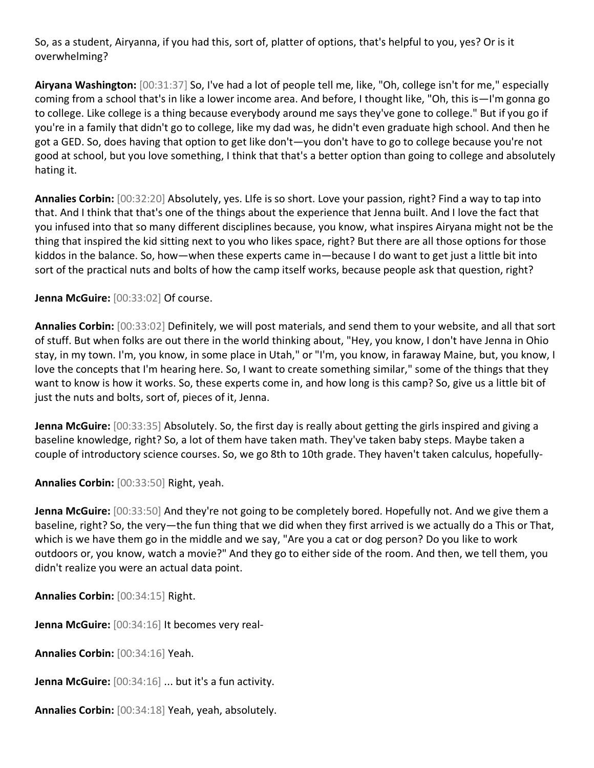So, as a student, Airyanna, if you had this, sort of, platter of options, that's helpful to you, yes? Or is it overwhelming?

**Airyana Washington:** [00:31:37] So, I've had a lot of people tell me, like, "Oh, college isn't for me," especially coming from a school that's in like a lower income area. And before, I thought like, "Oh, this is—I'm gonna go to college. Like college is a thing because everybody around me says they've gone to college." But if you go if you're in a family that didn't go to college, like my dad was, he didn't even graduate high school. And then he got a GED. So, does having that option to get like don't—you don't have to go to college because you're not good at school, but you love something, I think that that's a better option than going to college and absolutely hating it.

**Annalies Corbin:** [00:32:20] Absolutely, yes. LIfe is so short. Love your passion, right? Find a way to tap into that. And I think that that's one of the things about the experience that Jenna built. And I love the fact that you infused into that so many different disciplines because, you know, what inspires Airyana might not be the thing that inspired the kid sitting next to you who likes space, right? But there are all those options for those kiddos in the balance. So, how—when these experts came in—because I do want to get just a little bit into sort of the practical nuts and bolts of how the camp itself works, because people ask that question, right?

**Jenna McGuire:** [00:33:02] Of course.

**Annalies Corbin:** [00:33:02] Definitely, we will post materials, and send them to your website, and all that sort of stuff. But when folks are out there in the world thinking about, "Hey, you know, I don't have Jenna in Ohio stay, in my town. I'm, you know, in some place in Utah," or "I'm, you know, in faraway Maine, but, you know, I love the concepts that I'm hearing here. So, I want to create something similar," some of the things that they want to know is how it works. So, these experts come in, and how long is this camp? So, give us a little bit of just the nuts and bolts, sort of, pieces of it, Jenna.

**Jenna McGuire:** [00:33:35] Absolutely. So, the first day is really about getting the girls inspired and giving a baseline knowledge, right? So, a lot of them have taken math. They've taken baby steps. Maybe taken a couple of introductory science courses. So, we go 8th to 10th grade. They haven't taken calculus, hopefully-

**Annalies Corbin:** [00:33:50] Right, yeah.

**Jenna McGuire:** [00:33:50] And they're not going to be completely bored. Hopefully not. And we give them a baseline, right? So, the very—the fun thing that we did when they first arrived is we actually do a This or That, which is we have them go in the middle and we say, "Are you a cat or dog person? Do you like to work outdoors or, you know, watch a movie?" And they go to either side of the room. And then, we tell them, you didn't realize you were an actual data point.

**Annalies Corbin:** [00:34:15] Right.

**Jenna McGuire:** [00:34:16] It becomes very real-

**Annalies Corbin:** [00:34:16] Yeah.

**Jenna McGuire:** [00:34:16] ... but it's a fun activity.

**Annalies Corbin:** [00:34:18] Yeah, yeah, absolutely.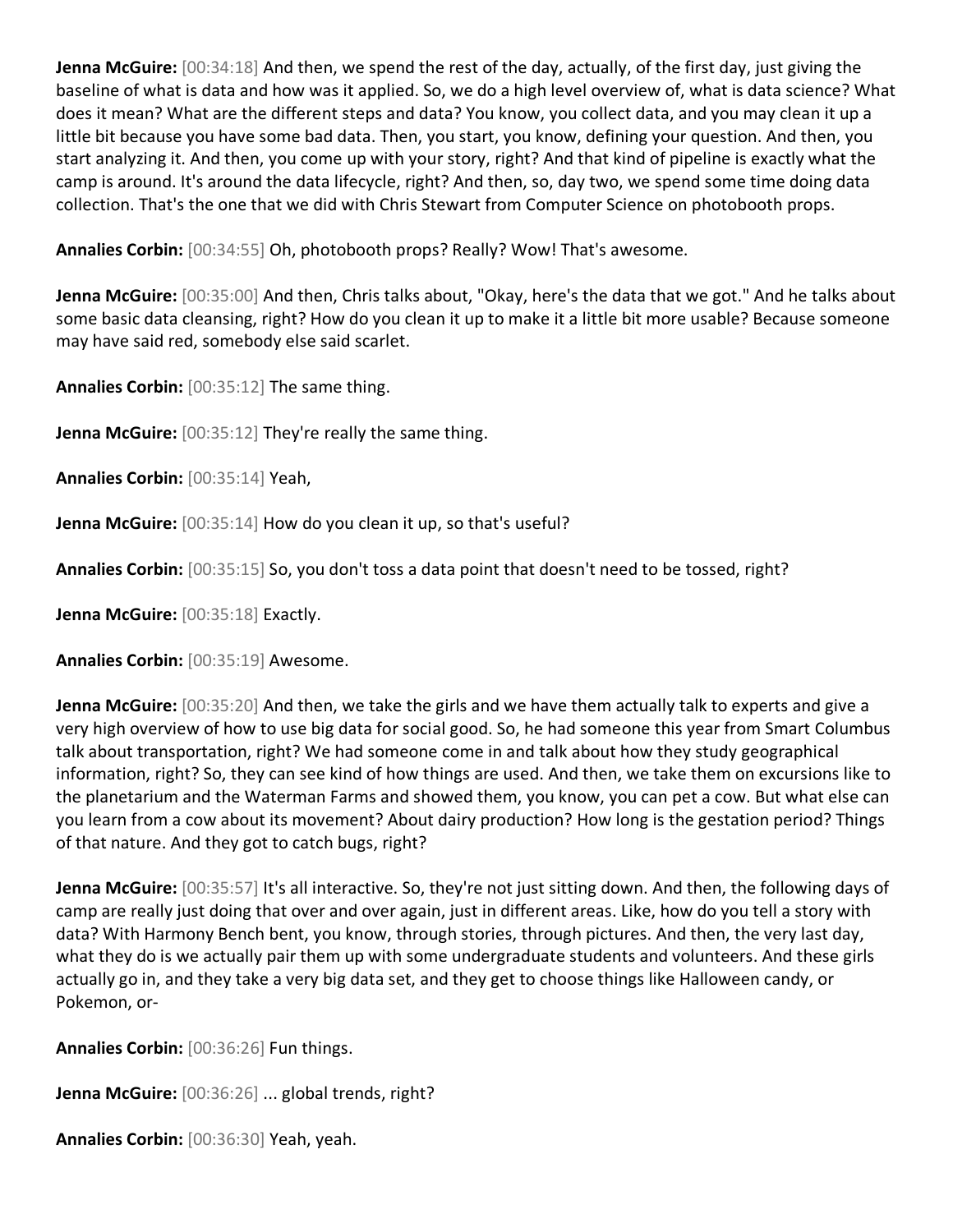**Jenna McGuire:** [00:34:18] And then, we spend the rest of the day, actually, of the first day, just giving the baseline of what is data and how was it applied. So, we do a high level overview of, what is data science? What does it mean? What are the different steps and data? You know, you collect data, and you may clean it up a little bit because you have some bad data. Then, you start, you know, defining your question. And then, you start analyzing it. And then, you come up with your story, right? And that kind of pipeline is exactly what the camp is around. It's around the data lifecycle, right? And then, so, day two, we spend some time doing data collection. That's the one that we did with Chris Stewart from Computer Science on photobooth props.

**Annalies Corbin:** [00:34:55] Oh, photobooth props? Really? Wow! That's awesome.

**Jenna McGuire:** [00:35:00] And then, Chris talks about, "Okay, here's the data that we got." And he talks about some basic data cleansing, right? How do you clean it up to make it a little bit more usable? Because someone may have said red, somebody else said scarlet.

**Annalies Corbin:** [00:35:12] The same thing.

**Jenna McGuire:** [00:35:12] They're really the same thing.

**Annalies Corbin:** [00:35:14] Yeah,

**Jenna McGuire:** [00:35:14] How do you clean it up, so that's useful?

**Annalies Corbin:** [00:35:15] So, you don't toss a data point that doesn't need to be tossed, right?

**Jenna McGuire:** [00:35:18] Exactly.

**Annalies Corbin:** [00:35:19] Awesome.

**Jenna McGuire:** [00:35:20] And then, we take the girls and we have them actually talk to experts and give a very high overview of how to use big data for social good. So, he had someone this year from Smart Columbus talk about transportation, right? We had someone come in and talk about how they study geographical information, right? So, they can see kind of how things are used. And then, we take them on excursions like to the planetarium and the Waterman Farms and showed them, you know, you can pet a cow. But what else can you learn from a cow about its movement? About dairy production? How long is the gestation period? Things of that nature. And they got to catch bugs, right?

**Jenna McGuire:** [00:35:57] It's all interactive. So, they're not just sitting down. And then, the following days of camp are really just doing that over and over again, just in different areas. Like, how do you tell a story with data? With Harmony Bench bent, you know, through stories, through pictures. And then, the very last day, what they do is we actually pair them up with some undergraduate students and volunteers. And these girls actually go in, and they take a very big data set, and they get to choose things like Halloween candy, or Pokemon, or-

**Annalies Corbin:** [00:36:26] Fun things.

**Jenna McGuire:** [00:36:26] ... global trends, right?

**Annalies Corbin:** [00:36:30] Yeah, yeah.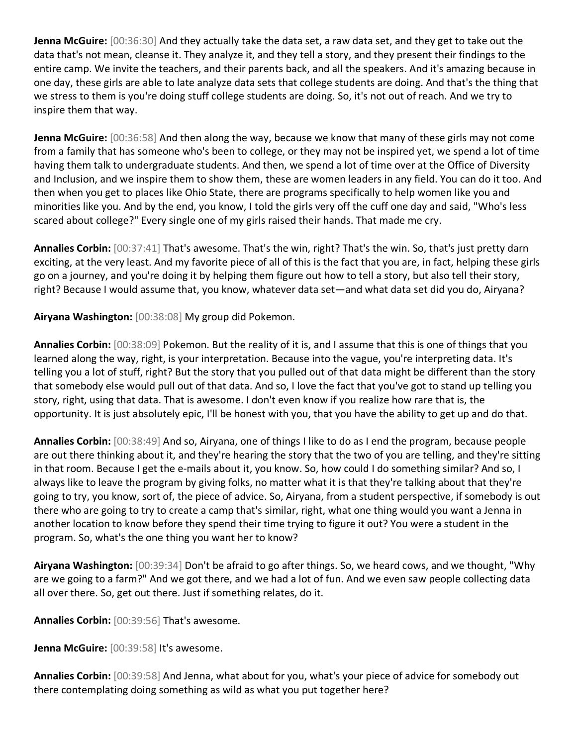**Jenna McGuire:** [00:36:30] And they actually take the data set, a raw data set, and they get to take out the data that's not mean, cleanse it. They analyze it, and they tell a story, and they present their findings to the entire camp. We invite the teachers, and their parents back, and all the speakers. And it's amazing because in one day, these girls are able to late analyze data sets that college students are doing. And that's the thing that we stress to them is you're doing stuff college students are doing. So, it's not out of reach. And we try to inspire them that way.

**Jenna McGuire:** [00:36:58] And then along the way, because we know that many of these girls may not come from a family that has someone who's been to college, or they may not be inspired yet, we spend a lot of time having them talk to undergraduate students. And then, we spend a lot of time over at the Office of Diversity and Inclusion, and we inspire them to show them, these are women leaders in any field. You can do it too. And then when you get to places like Ohio State, there are programs specifically to help women like you and minorities like you. And by the end, you know, I told the girls very off the cuff one day and said, "Who's less scared about college?" Every single one of my girls raised their hands. That made me cry.

**Annalies Corbin:** [00:37:41] That's awesome. That's the win, right? That's the win. So, that's just pretty darn exciting, at the very least. And my favorite piece of all of this is the fact that you are, in fact, helping these girls go on a journey, and you're doing it by helping them figure out how to tell a story, but also tell their story, right? Because I would assume that, you know, whatever data set—and what data set did you do, Airyana?

**Airyana Washington:** [00:38:08] My group did Pokemon.

**Annalies Corbin:** [00:38:09] Pokemon. But the reality of it is, and I assume that this is one of things that you learned along the way, right, is your interpretation. Because into the vague, you're interpreting data. It's telling you a lot of stuff, right? But the story that you pulled out of that data might be different than the story that somebody else would pull out of that data. And so, I love the fact that you've got to stand up telling you story, right, using that data. That is awesome. I don't even know if you realize how rare that is, the opportunity. It is just absolutely epic, I'll be honest with you, that you have the ability to get up and do that.

**Annalies Corbin:** [00:38:49] And so, Airyana, one of things I like to do as I end the program, because people are out there thinking about it, and they're hearing the story that the two of you are telling, and they're sitting in that room. Because I get the e-mails about it, you know. So, how could I do something similar? And so, I always like to leave the program by giving folks, no matter what it is that they're talking about that they're going to try, you know, sort of, the piece of advice. So, Airyana, from a student perspective, if somebody is out there who are going to try to create a camp that's similar, right, what one thing would you want a Jenna in another location to know before they spend their time trying to figure it out? You were a student in the program. So, what's the one thing you want her to know?

**Airyana Washington:** [00:39:34] Don't be afraid to go after things. So, we heard cows, and we thought, "Why are we going to a farm?" And we got there, and we had a lot of fun. And we even saw people collecting data all over there. So, get out there. Just if something relates, do it.

**Annalies Corbin:** [00:39:56] That's awesome.

**Jenna McGuire:** [00:39:58] It's awesome.

**Annalies Corbin:** [00:39:58] And Jenna, what about for you, what's your piece of advice for somebody out there contemplating doing something as wild as what you put together here?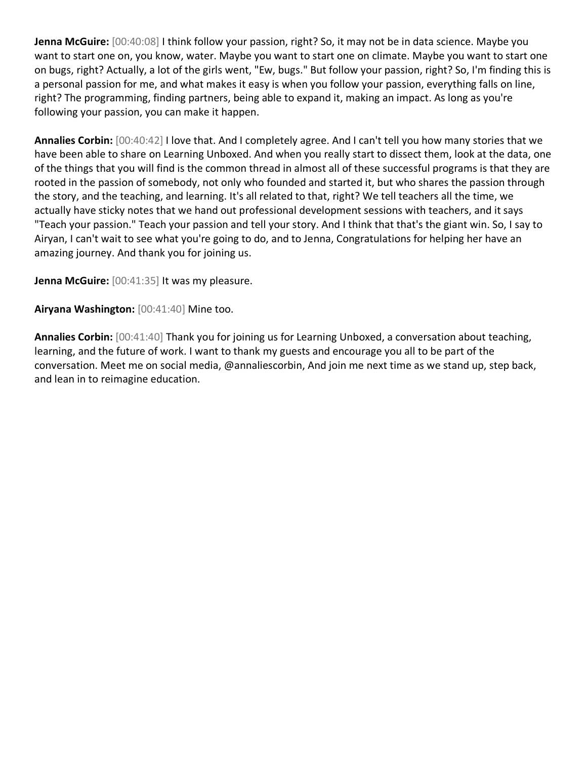**Jenna McGuire:** [00:40:08] I think follow your passion, right? So, it may not be in data science. Maybe you want to start one on, you know, water. Maybe you want to start one on climate. Maybe you want to start one on bugs, right? Actually, a lot of the girls went, "Ew, bugs." But follow your passion, right? So, I'm finding this is a personal passion for me, and what makes it easy is when you follow your passion, everything falls on line, right? The programming, finding partners, being able to expand it, making an impact. As long as you're following your passion, you can make it happen.

**Annalies Corbin:** [00:40:42] I love that. And I completely agree. And I can't tell you how many stories that we have been able to share on Learning Unboxed. And when you really start to dissect them, look at the data, one of the things that you will find is the common thread in almost all of these successful programs is that they are rooted in the passion of somebody, not only who founded and started it, but who shares the passion through the story, and the teaching, and learning. It's all related to that, right? We tell teachers all the time, we actually have sticky notes that we hand out professional development sessions with teachers, and it says "Teach your passion." Teach your passion and tell your story. And I think that that's the giant win. So, I say to Airyan, I can't wait to see what you're going to do, and to Jenna, Congratulations for helping her have an amazing journey. And thank you for joining us.

**Jenna McGuire:** [00:41:35] It was my pleasure.

**Airyana Washington:** [00:41:40] Mine too.

**Annalies Corbin:** [00:41:40] Thank you for joining us for Learning Unboxed, a conversation about teaching, learning, and the future of work. I want to thank my guests and encourage you all to be part of the conversation. Meet me on social media, @annaliescorbin, And join me next time as we stand up, step back, and lean in to reimagine education.